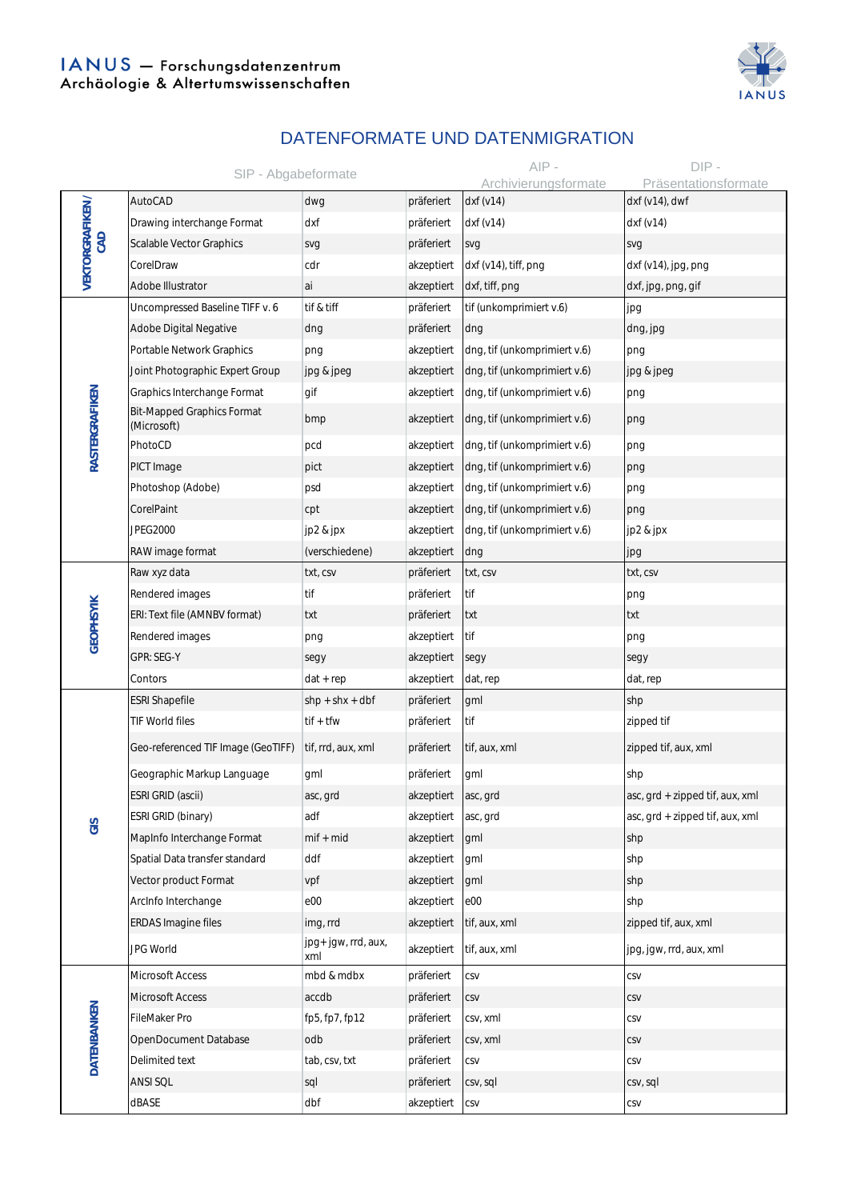IANUS — Forschungsdatenzentrum
Archäologie & Altertumswissenschaften

# DATENFORMATE UND DATENMIGRATION

| | SIP - Abgabeformate | | | AIP - Archivierungsformate | DIP - Präsentationsformate |
|---|---|---|---|---|---|
| VEKTORGRAFIKEN / CAD | AutoCAD | dwg | präferiert | dxf (v14) | dxf (v14), dwf |
| | Drawing interchange Format | dxf | präferiert | dxf (v14) | dxf (v14) |
| | Scalable Vector Graphics | svg | präferiert | svg | svg |
| | CorelDraw | cdr | akzeptiert | dxf (v14), tiff, png | dxf (v14), jpg, png |
| | Adobe Illustrator | ai | akzeptiert | dxf, tiff, png | dxf, jpg, png, gif |
| RASTERGRAFIKEN | Uncompressed Baseline TIFF v. 6 | tif & tiff | präferiert | tif (unkomprimiert v.6) | jpg |
| | Adobe Digital Negative | dng | präferiert | dng | dng, jpg |
| | Portable Network Graphics | png | akzeptiert | dng, tif (unkomprimiert v.6) | png |
| | Joint Photographic Expert Group | jpg & jpeg | akzeptiert | dng, tif (unkomprimiert v.6) | jpg & jpeg |
| | Graphics Interchange Format | gif | akzeptiert | dng, tif (unkomprimiert v.6) | png |
| | Bit-Mapped Graphics Format (Microsoft) | bmp | akzeptiert | dng, tif (unkomprimiert v.6) | png |
| | PhotoCD | pcd | akzeptiert | dng, tif (unkomprimiert v.6) | png |
| | PICT Image | pict | akzeptiert | dng, tif (unkomprimiert v.6) | png |
| | Photoshop (Adobe) | psd | akzeptiert | dng, tif (unkomprimiert v.6) | png |
| | CorelPaint | cpt | akzeptiert | dng, tif (unkomprimiert v.6) | png |
| | JPEG2000 | jp2 & jpx | akzeptiert | dng, tif (unkomprimiert v.6) | jp2 & jpx |
| | RAW image format | (verschiedene) | akzeptiert | dng | jpg |
| GEOPHSYIK | Raw xyz data | txt, csv | präferiert | txt, csv | txt, csv |
| | Rendered images | tif | präferiert | tif | png |
| | ERI: Text file (AMNBV format) | txt | präferiert | txt | txt |
| | Rendered images | png | akzeptiert | tif | png |
| | GPR: SEG-Y | segy | akzeptiert | segy | segy |
| | Contors | dat + rep | akzeptiert | dat, rep | dat, rep |
| GIS | ESRI Shapefile | shp + shx + dbf | präferiert | gml | shp |
| | TIF World files | tif + tfw | präferiert | tif | zipped tif |
| | Geo-referenced TIF Image (GeoTIFF) | tif, rrd, aux, xml | präferiert | tif, aux, xml | zipped tif, aux, xml |
| | Geographic Markup Language | gml | präferiert | gml | shp |
| | ESRI GRID (ascii) | asc, grd | akzeptiert | asc, grd | asc, grd + zipped tif, aux, xml |
| | ESRI GRID (binary) | adf | akzeptiert | asc, grd | asc, grd + zipped tif, aux, xml |
| | MapInfo Interchange Format | mif + mid | akzeptiert | gml | shp |
| | Spatial Data transfer standard | ddf | akzeptiert | gml | shp |
| | Vector product Format | vpf | akzeptiert | gml | shp |
| | ArcInfo Interchange | e00 | akzeptiert | e00 | shp |
| | ERDAS Imagine files | img, rrd | akzeptiert | tif, aux, xml | zipped tif, aux, xml |
| | JPG World | jpg+ jgw, rrd, aux, xml | akzeptiert | tif, aux, xml | jpg, jgw, rrd, aux, xml |
| DATENBANKEN | Microsoft Access | mbd & mdbx | präferiert | csv | csv |
| | Microsoft Access | accdb | präferiert | csv | csv |
| | FileMaker Pro | fp5, fp7, fp12 | präferiert | csv, xml | csv |
| | OpenDocument Database | odb | präferiert | csv, xml | csv |
| | Delimited text | tab, csv, txt | präferiert | csv | csv |
| | ANSI SQL | sql | präferiert | csv, sql | csv, sql |
| | dBASE | dbf | akzeptiert | csv | csv |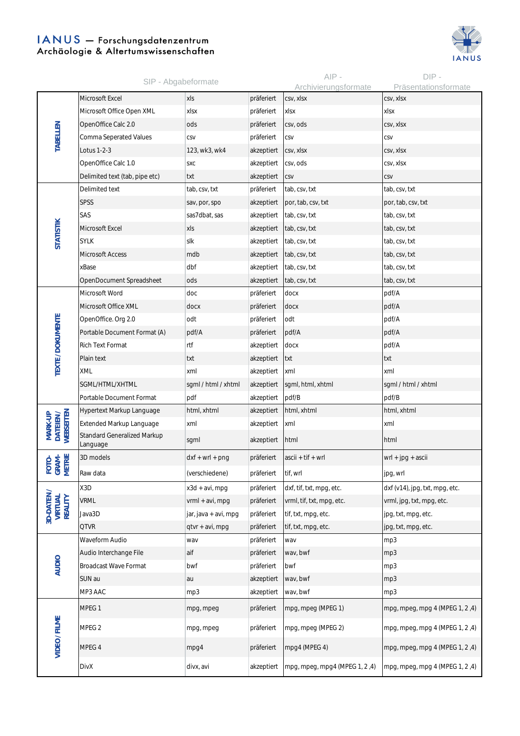IANUS — Forschungsdatenzentrum
Archäologie & Altertumswissenschaften

| | SIP - Abgabeformate | | | AIP - Archivierungsformate | DIP - Präsentationsformate |
|---|---|---|---|---|---|
| TABELLEN | Microsoft Excel | xls | präferiert | csv, xlsx | csv, xlsx |
| | Microsoft Office Open XML | xlsx | präferiert | xlsx | xlsx |
| | OpenOffice Calc 2.0 | ods | präferiert | csv, ods | csv, xlsx |
| | Comma Seperated Values | csv | präferiert | csv | csv |
| | Lotus 1-2-3 | 123, wk3, wk4 | akzeptiert | csv, xlsx | csv, xlsx |
| | OpenOffice Calc 1.0 | sxc | akzeptiert | csv, ods | csv, xlsx |
| | Delimited text (tab, pipe etc) | txt | akzeptiert | csv | csv |
| STATISTIK | Delimited text | tab, csv, txt | präferiert | tab, csv, txt | tab, csv, txt |
| | SPSS | sav, por, spo | akzeptiert | por, tab, csv, txt | por, tab, csv, txt |
| | SAS | sas7dbat, sas | akzeptiert | tab, csv, txt | tab, csv, txt |
| | Microsoft Excel | xls | akzeptiert | tab, csv, txt | tab, csv, txt |
| | SYLK | slk | akzeptiert | tab, csv, txt | tab, csv, txt |
| | Microsoft Access | mdb | akzeptiert | tab, csv, txt | tab, csv, txt |
| | xBase | dbf | akzeptiert | tab, csv, txt | tab, csv, txt |
| | OpenDocument Spreadsheet | ods | akzeptiert | tab, csv, txt | tab, csv, txt |
| TEXTE / DOKUMENTE | Microsoft Word | doc | präferiert | docx | pdf/A |
| | Microsoft Office XML | docx | präferiert | docx | pdf/A |
| | OpenOffice. Org 2.0 | odt | präferiert | odt | pdf/A |
| | Portable Document Format (A) | pdf/A | präferiert | pdf/A | pdf/A |
| | Rich Text Format | rtf | akzeptiert | docx | pdf/A |
| | Plain text | txt | akzeptiert | txt | txt |
| | XML | xml | akzeptiert | xml | xml |
| | SGML/HTML/XHTML | sgml / html / xhtml | akzeptiert | sgml, html, xhtml | sgml / html / xhtml |
| | Portable Document Format | pdf | akzeptiert | pdf/B | pdf/B |
| MARK-UP DATEIEN / WEBSEITEN | Hypertext Markup Language | html, xhtml | akzeptiert | html, xhtml | html, xhtml |
| | Extended Markup Language | xml | akzeptiert | xml | xml |
| | Standard Generalized Markup Language | sgml | akzeptiert | html | html |
| FOTO-GRAM-METRIE | 3D models | dxf + wrl + png | präferiert | ascii + tif + wrl | wrl + jpg + ascii |
| | Raw data | (verschiedene) | präferiert | tif, wrl | jpg, wrl |
| 3D-DATEN / VIRTUAL REALITY | X3D | x3d + avi, mpg | präferiert | dxf, tif, txt, mpg, etc. | dxf (v14), jpg, txt, mpg, etc. |
| | VRML | vrml + avi, mpg | präferiert | vrml, tif, txt, mpg, etc. | vrml, jpg, txt, mpg, etc. |
| | Java3D | jar, java + avi, mpg | präferiert | tif, txt, mpg, etc. | jpg, txt, mpg, etc. |
| | QTVR | qtvr + avi, mpg | präferiert | tif, txt, mpg, etc. | jpg, txt, mpg, etc. |
| AUDIO | Waveform Audio | wav | präferiert | wav | mp3 |
| | Audio Interchange File | aif | präferiert | wav, bwf | mp3 |
| | Broadcast Wave Format | bwf | präferiert | bwf | mp3 |
| | SUN au | au | akzeptiert | wav, bwf | mp3 |
| | MP3 AAC | mp3 | akzeptiert | wav, bwf | mp3 |
| VIDEO / FILME | MPEG 1 | mpg, mpeg | präferiert | mpg, mpeg (MPEG 1) | mpg, mpeg, mpg 4 (MPEG 1, 2 ,4) |
| | MPEG 2 | mpg, mpeg | präferiert | mpg, mpeg (MPEG 2) | mpg, mpeg, mpg 4 (MPEG 1, 2 ,4) |
| | MPEG 4 | mpg4 | präferiert | mp4 (MPEG 4) | mpg, mpeg, mpg 4 (MPEG 1, 2 ,4) |
| | DivX | divx, avi | akzeptiert | mpg, mpeg, mpg4 (MPEG 1, 2 ,4) | mpg, mpeg, mpg 4 (MPEG 1, 2 ,4) |